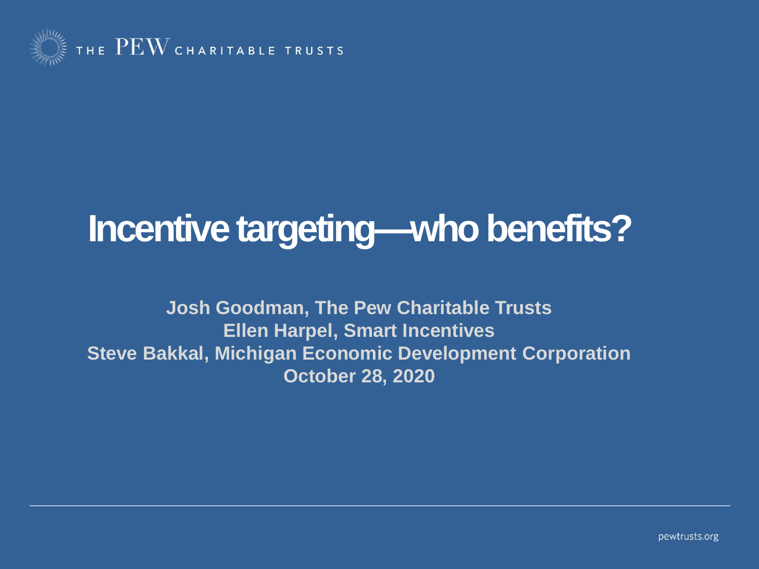# Incentive targeting—who benefits?

**Josh Goodman, The Pew Charitable Trusts**
**Ellen Harpel, Smart Incentives**
**Steve Bakkal, Michigan Economic Development Corporation**
**October 28, 2020**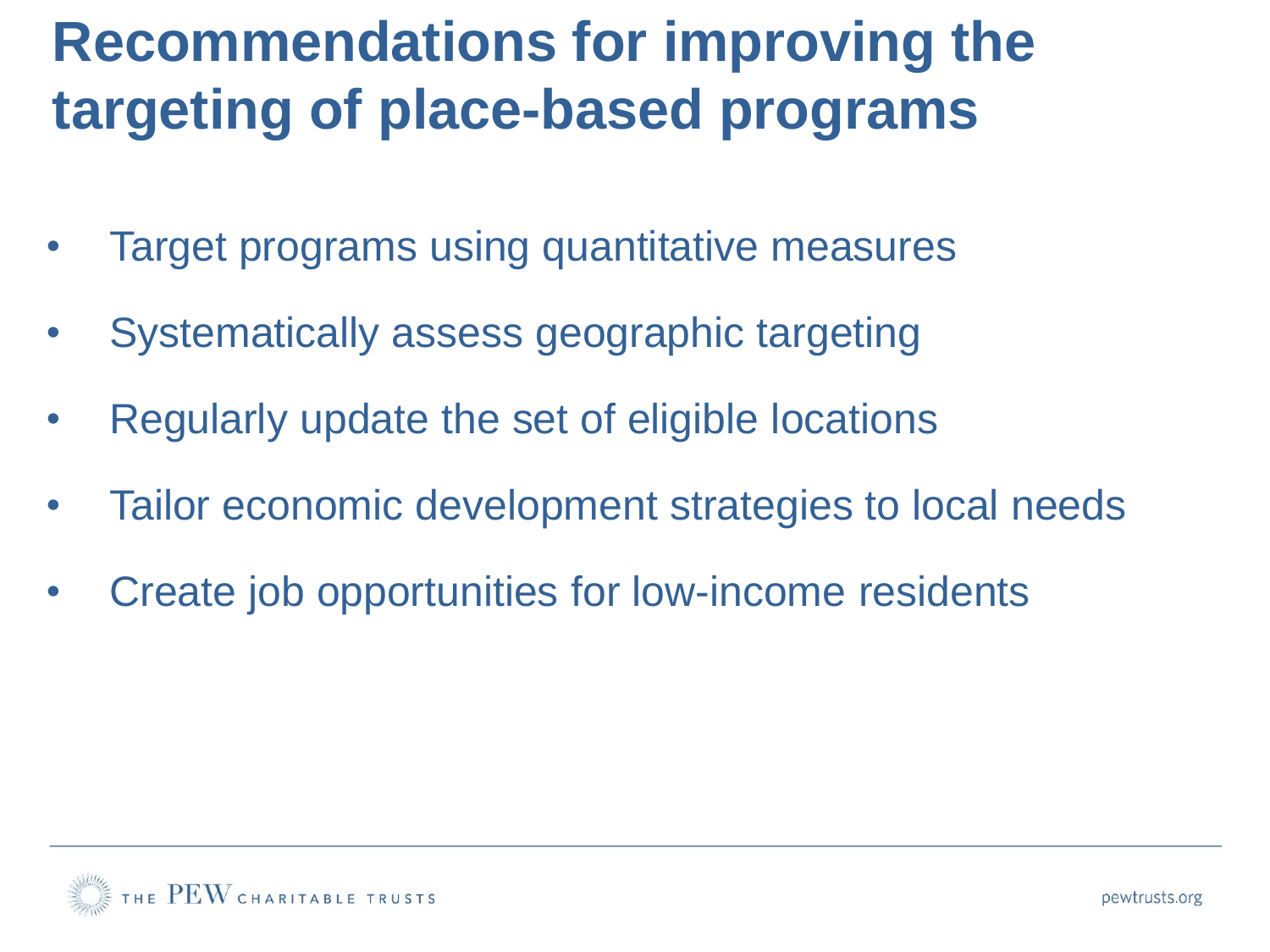# Recommendations for improving the targeting of place-based programs

- Target programs using quantitative measures
- Systematically assess geographic targeting
- Regularly update the set of eligible locations
- Tailor economic development strategies to local needs
- Create job opportunities for low-income residents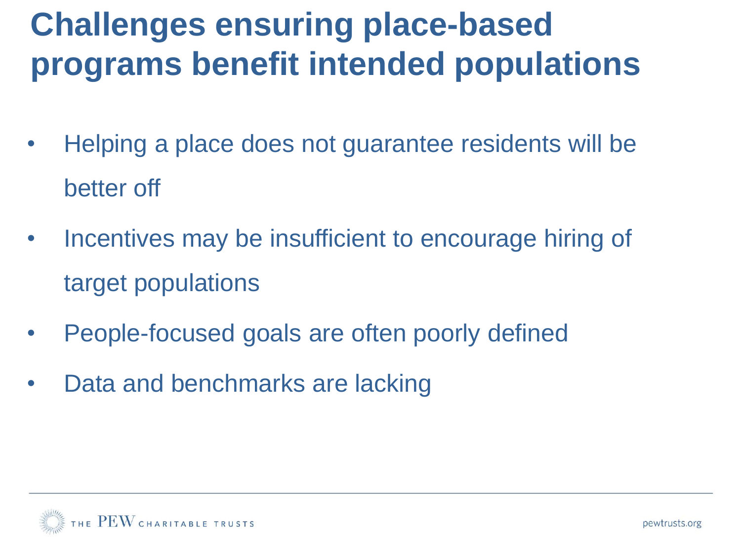# Challenges ensuring place-based programs benefit intended populations

- Helping a place does not guarantee residents will be better off
- Incentives may be insufficient to encourage hiring of target populations
- People-focused goals are often poorly defined
- Data and benchmarks are lacking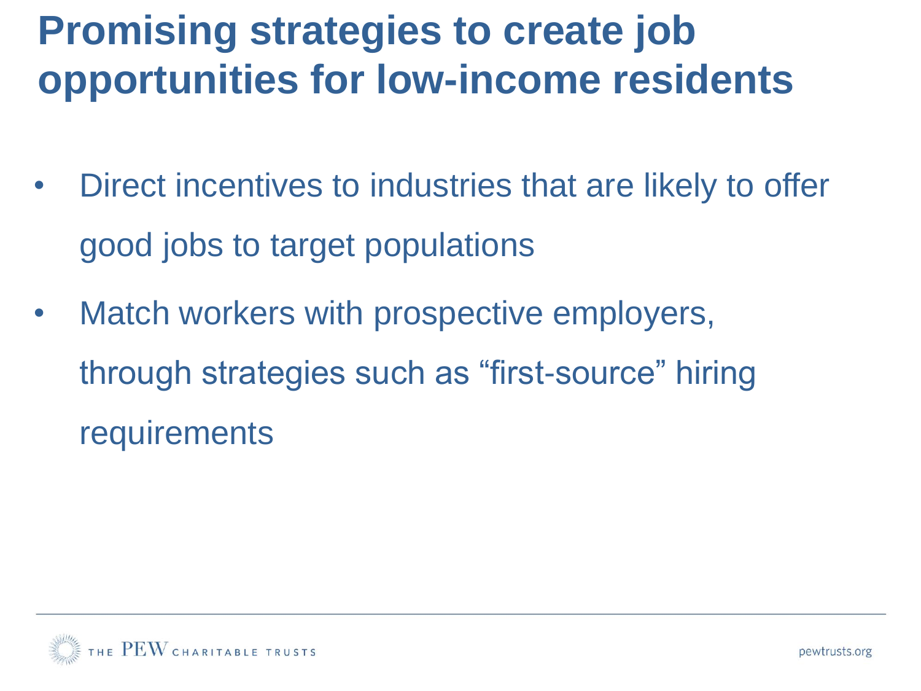# Promising strategies to create job opportunities for low-income residents

- Direct incentives to industries that are likely to offer good jobs to target populations
- Match workers with prospective employers, through strategies such as “first-source” hiring requirements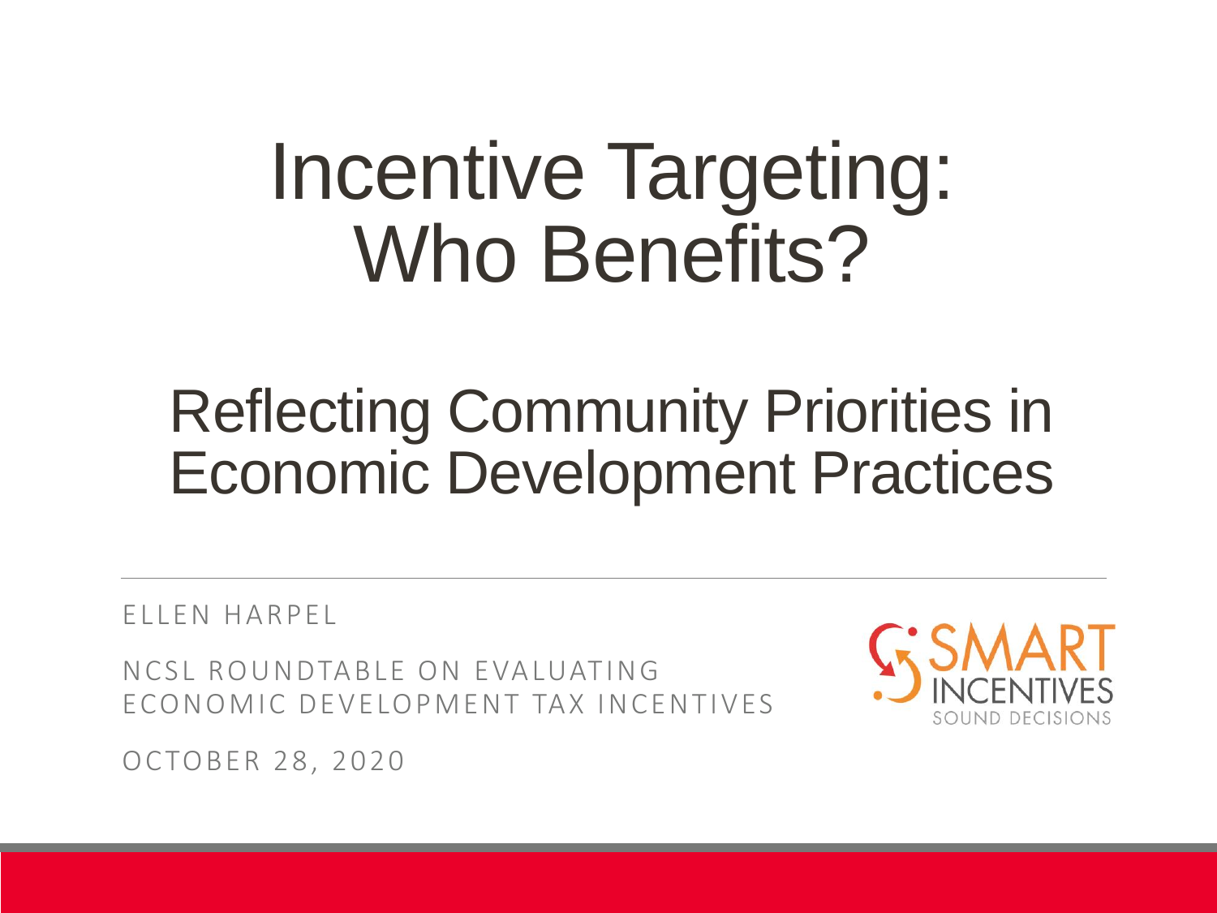# Incentive Targeting: Who Benefits?

## Reflecting Community Priorities in Economic Development Practices

ELLEN HARPEL

NCSL ROUNDTABLE ON EVALUATING ECONOMIC DEVELOPMENT TAX INCENTIVES

OCTOBER 28, 2020

SMART INCENTIVES
SOUND DECISIONS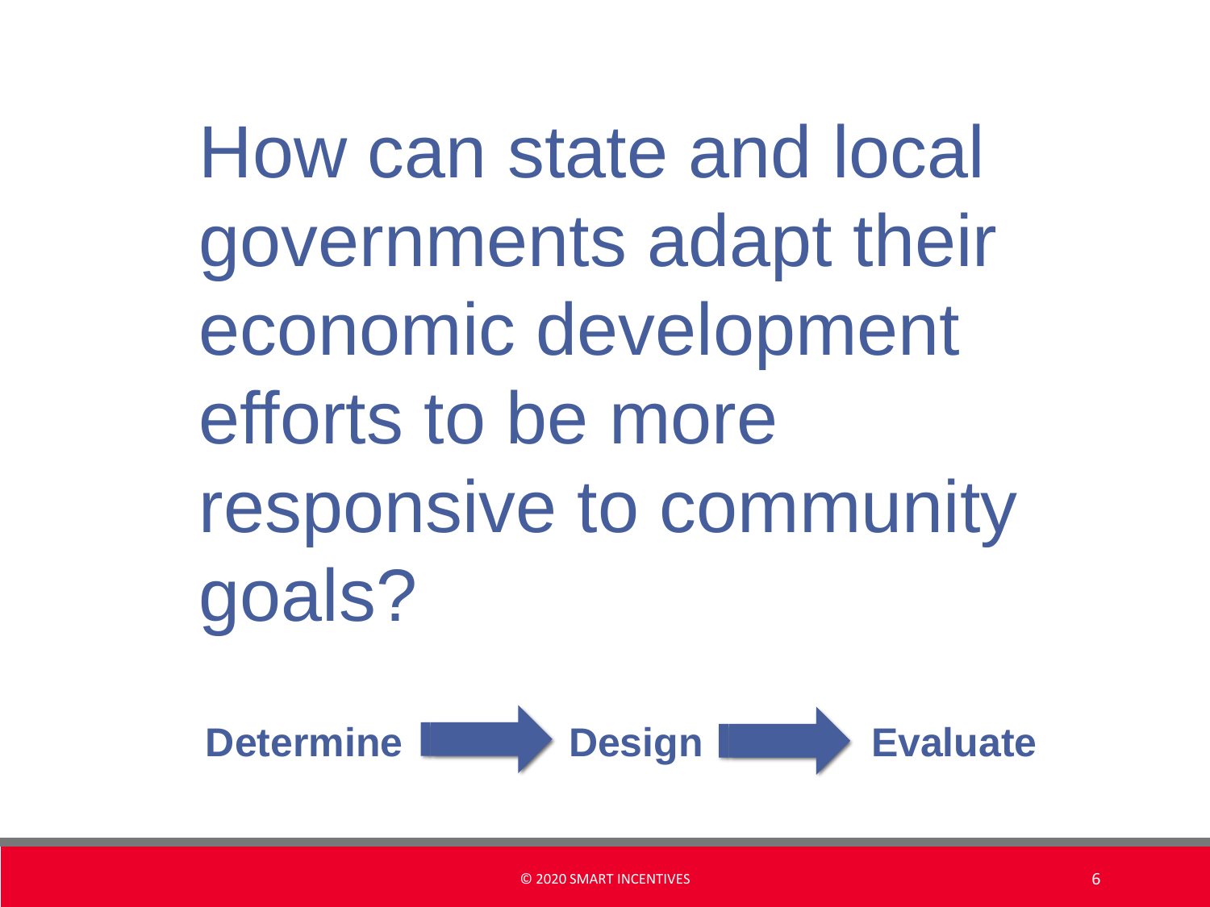# How can state and local governments adapt their economic development efforts to be more responsive to community goals?

**Determine** → **Design** → **Evaluate**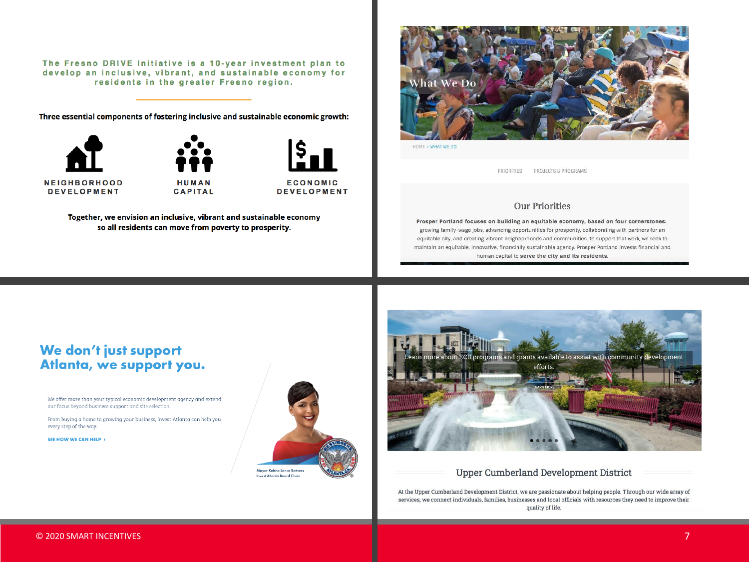The Fresno DRIVE Initiative is a 10-year investment plan to develop an inclusive, vibrant, and sustainable economy for residents in the greater Fresno region.

**Three essential components of fostering inclusive and sustainable economic growth:**

NEIGHBORHOOD DEVELOPMENT

HUMAN CAPITAL

ECONOMIC DEVELOPMENT

**Together, we envision an inclusive, vibrant and sustainable economy so all residents can move from poverty to prosperity.**

What We Do

HOME > WHAT WE DO

PRIORITIES PROJECTS & PROGRAMS

## Our Priorities

**Prosper Portland focuses on building an equitable economy, based on four cornerstones:** growing family-wage jobs, advancing opportunities for prosperity, collaborating with partners for an equitable city, and creating vibrant neighborhoods and communities. To support that work, we seek to maintain an equitable, innovative, financially sustainable agency. Prosper Portland invests financial and human capital to **serve the city and its residents.**

## We don't just support Atlanta, we support you.

We offer more than your typical economic development agency and extend our focus beyond business support and site selection.

From buying a home to growing your business, Invest Atlanta can help you every step of the way.

SEE HOW WE CAN HELP ›

Mayor Keisha Lance Bottoms
Invest Atlanta Board Chair

Learn more about ECD programs and grants available to assist with community development efforts.

LEARN MORE

## Upper Cumberland Development District

At the Upper Cumberland Development District, we are passionate about helping people. Through our wide array of services, we connect individuals, families, businesses and local officials with resources they need to improve their quality of life.

© 2020 SMART INCENTIVES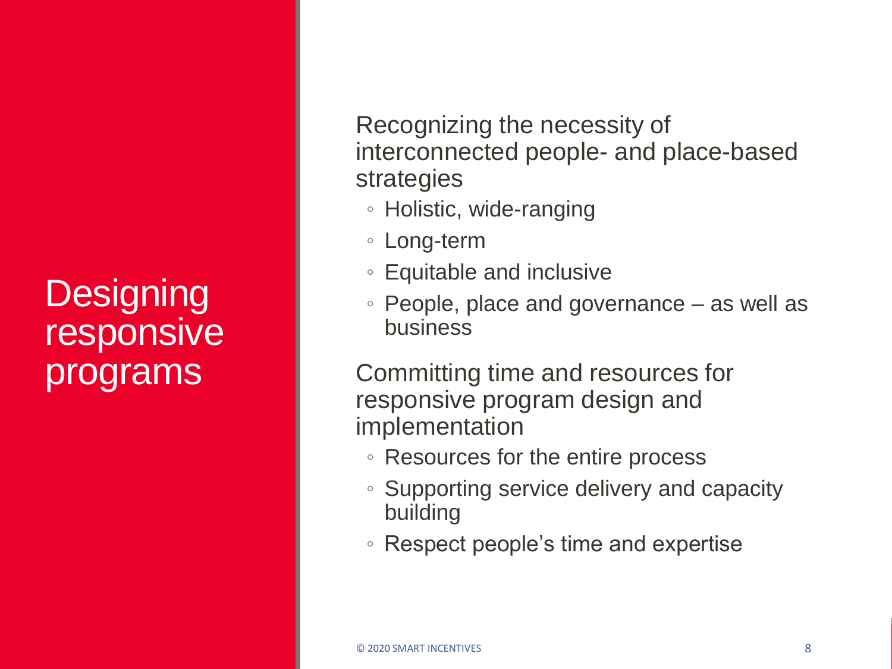# Designing responsive programs

Recognizing the necessity of interconnected people- and place-based strategies

- Holistic, wide-ranging
- Long-term
- Equitable and inclusive
- People, place and governance – as well as business

Committing time and resources for responsive program design and implementation

- Resources for the entire process
- Supporting service delivery and capacity building
- Respect people's time and expertise

© 2020 SMART INCENTIVES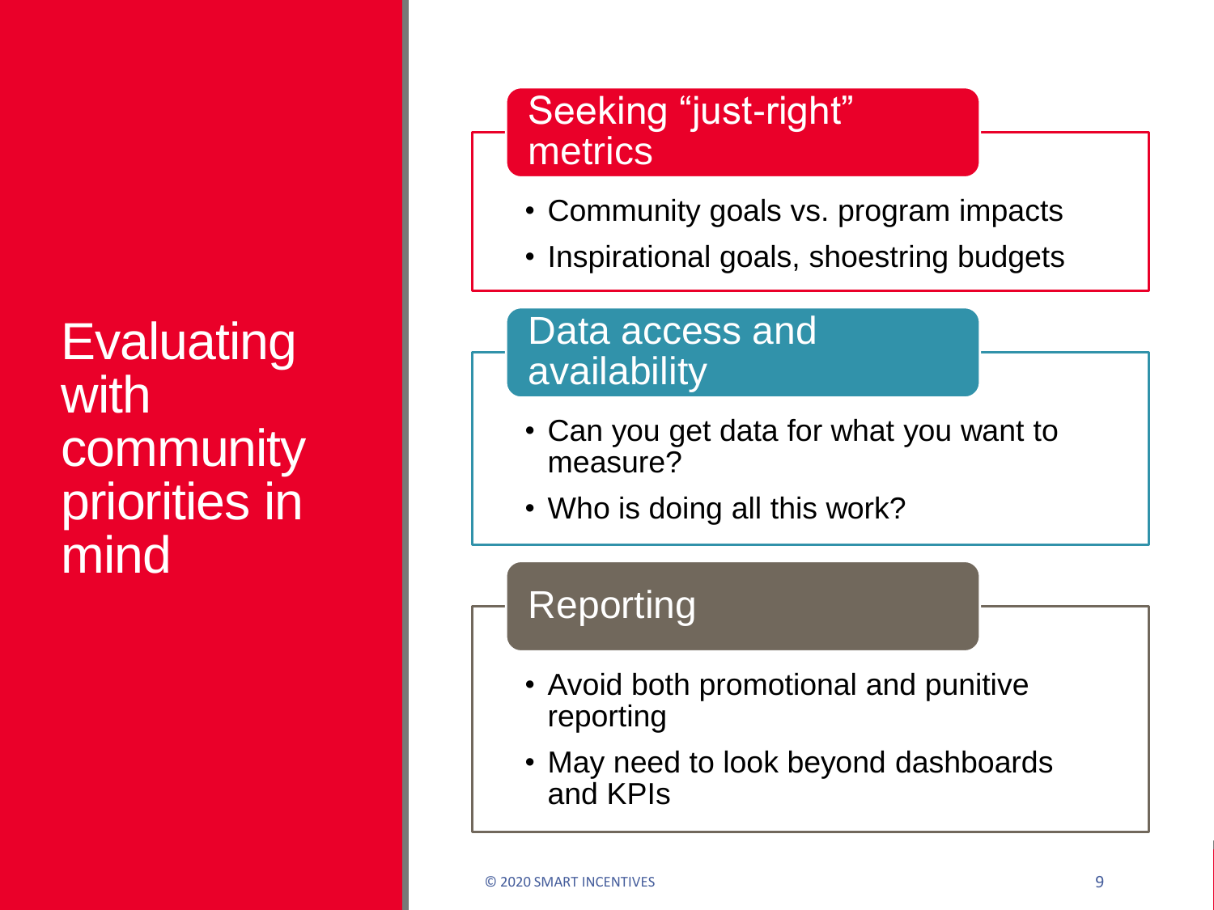# Evaluating with community priorities in mind

## Seeking "just-right" metrics

- Community goals vs. program impacts
- Inspirational goals, shoestring budgets

## Data access and availability

- Can you get data for what you want to measure?
- Who is doing all this work?

## Reporting

- Avoid both promotional and punitive reporting
- May need to look beyond dashboards and KPIs

© 2020 SMART INCENTIVES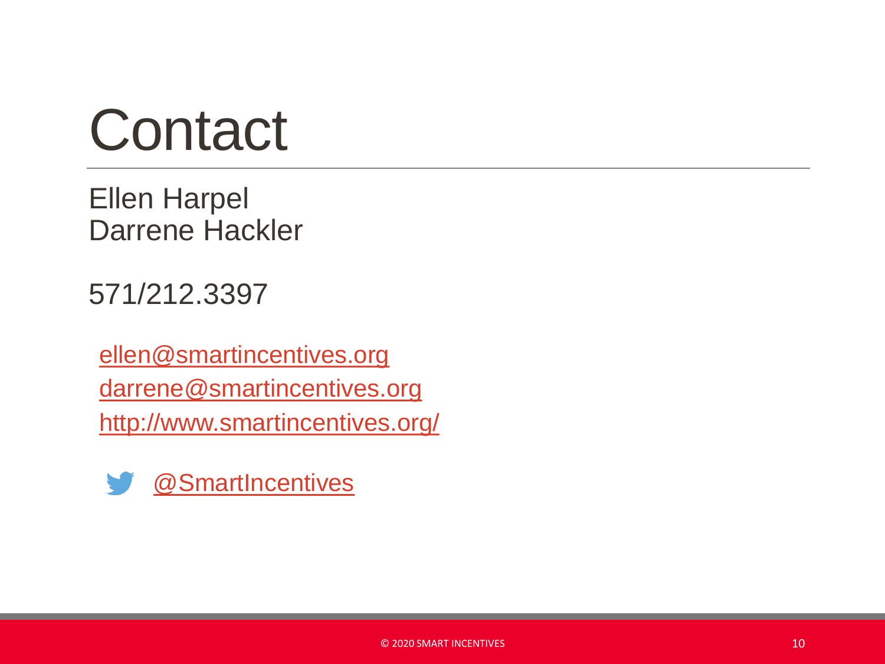# Contact

Ellen Harpel
Darrene Hackler

571/212.3397

ellen@smartincentives.org
darrene@smartincentives.org
http://www.smartincentives.org/

@SmartIncentives